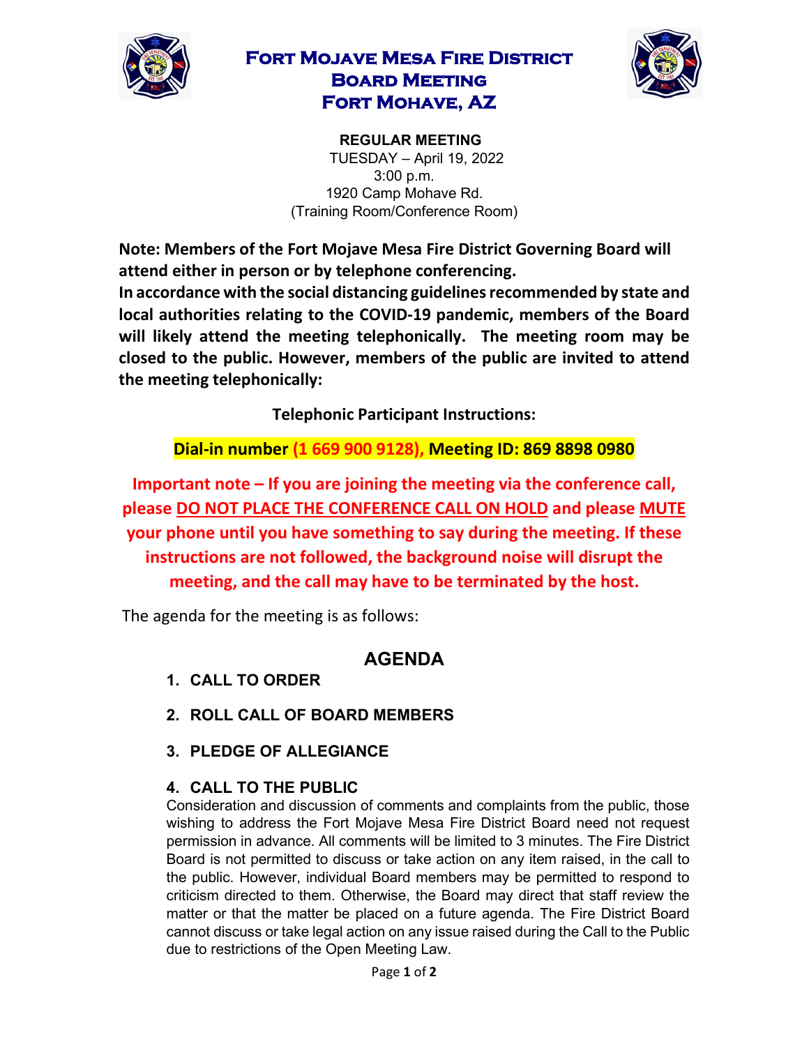# Fort Mojave Mesa Fire District
# Board Meeting
# Fort Mohave, AZ

**REGULAR MEETING**
TUESDAY – April 19, 2022
3:00 p.m.
1920 Camp Mohave Rd.
(Training Room/Conference Room)

**Note: Members of the Fort Mojave Mesa Fire District Governing Board will attend either in person or by telephone conferencing.**
**In accordance with the social distancing guidelines recommended by state and local authorities relating to the COVID-19 pandemic, members of the Board will likely attend the meeting telephonically. The meeting room may be closed to the public. However, members of the public are invited to attend the meeting telephonically:**

**Telephonic Participant Instructions:**

**Dial-in number (1 669 900 9128), Meeting ID: 869 8898 0980**

**Important note – If you are joining the meeting via the conference call, please DO NOT PLACE THE CONFERENCE CALL ON HOLD and please MUTE your phone until you have something to say during the meeting. If these instructions are not followed, the background noise will disrupt the meeting, and the call may have to be terminated by the host.**

The agenda for the meeting is as follows:

## AGENDA

1. **CALL TO ORDER**

2. **ROLL CALL OF BOARD MEMBERS**

3. **PLEDGE OF ALLEGIANCE**

4. **CALL TO THE PUBLIC**
Consideration and discussion of comments and complaints from the public, those wishing to address the Fort Mojave Mesa Fire District Board need not request permission in advance. All comments will be limited to 3 minutes. The Fire District Board is not permitted to discuss or take action on any item raised, in the call to the public. However, individual Board members may be permitted to respond to criticism directed to them. Otherwise, the Board may direct that staff review the matter or that the matter be placed on a future agenda. The Fire District Board cannot discuss or take legal action on any issue raised during the Call to the Public due to restrictions of the Open Meeting Law.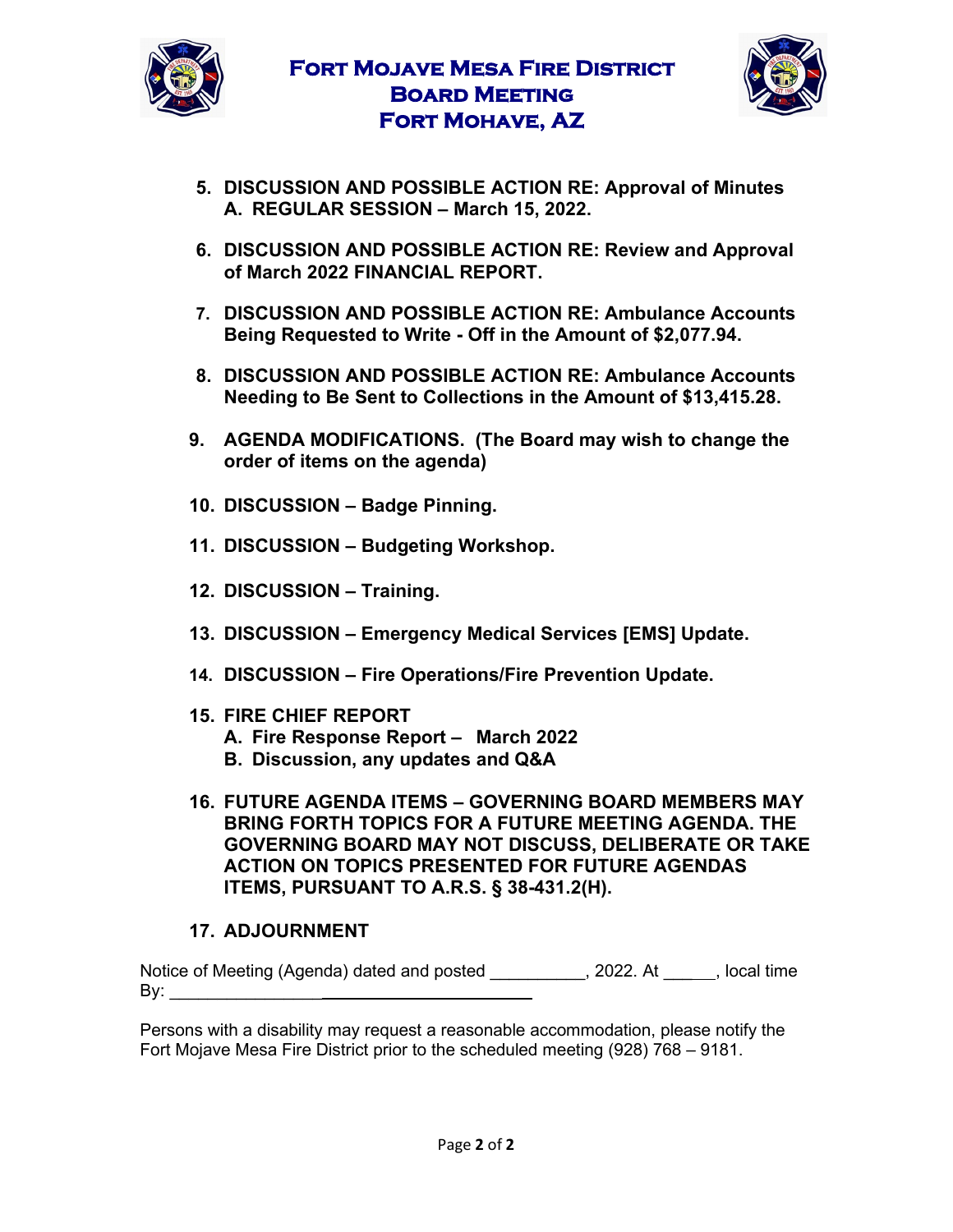# Fort Mojave Mesa Fire District
# Board Meeting
# Fort Mohave, AZ

5. **DISCUSSION AND POSSIBLE ACTION RE: Approval of Minutes**
   **A. REGULAR SESSION – March 15, 2022.**

6. **DISCUSSION AND POSSIBLE ACTION RE: Review and Approval of March 2022 FINANCIAL REPORT.**

7. **DISCUSSION AND POSSIBLE ACTION RE: Ambulance Accounts Being Requested to Write - Off in the Amount of $2,077.94.**

8. **DISCUSSION AND POSSIBLE ACTION RE: Ambulance Accounts Needing to Be Sent to Collections in the Amount of $13,415.28.**

9. **AGENDA MODIFICATIONS. (The Board may wish to change the order of items on the agenda)**

10. **DISCUSSION – Badge Pinning.**

11. **DISCUSSION – Budgeting Workshop.**

12. **DISCUSSION – Training.**

13. **DISCUSSION – Emergency Medical Services [EMS] Update.**

14. **DISCUSSION – Fire Operations/Fire Prevention Update.**

15. **FIRE CHIEF REPORT**
    **A. Fire Response Report – March 2022**
    **B. Discussion, any updates and Q&A**

16. **FUTURE AGENDA ITEMS – GOVERNING BOARD MEMBERS MAY BRING FORTH TOPICS FOR A FUTURE MEETING AGENDA. THE GOVERNING BOARD MAY NOT DISCUSS, DELIBERATE OR TAKE ACTION ON TOPICS PRESENTED FOR FUTURE AGENDAS ITEMS, PURSUANT TO A.R.S. § 38-431.2(H).**

17. **ADJOURNMENT**

Notice of Meeting (Agenda) dated and posted __________, 2022. At _____, local time
By: ______________________________________

Persons with a disability may request a reasonable accommodation, please notify the Fort Mojave Mesa Fire District prior to the scheduled meeting (928) 768 – 9181.